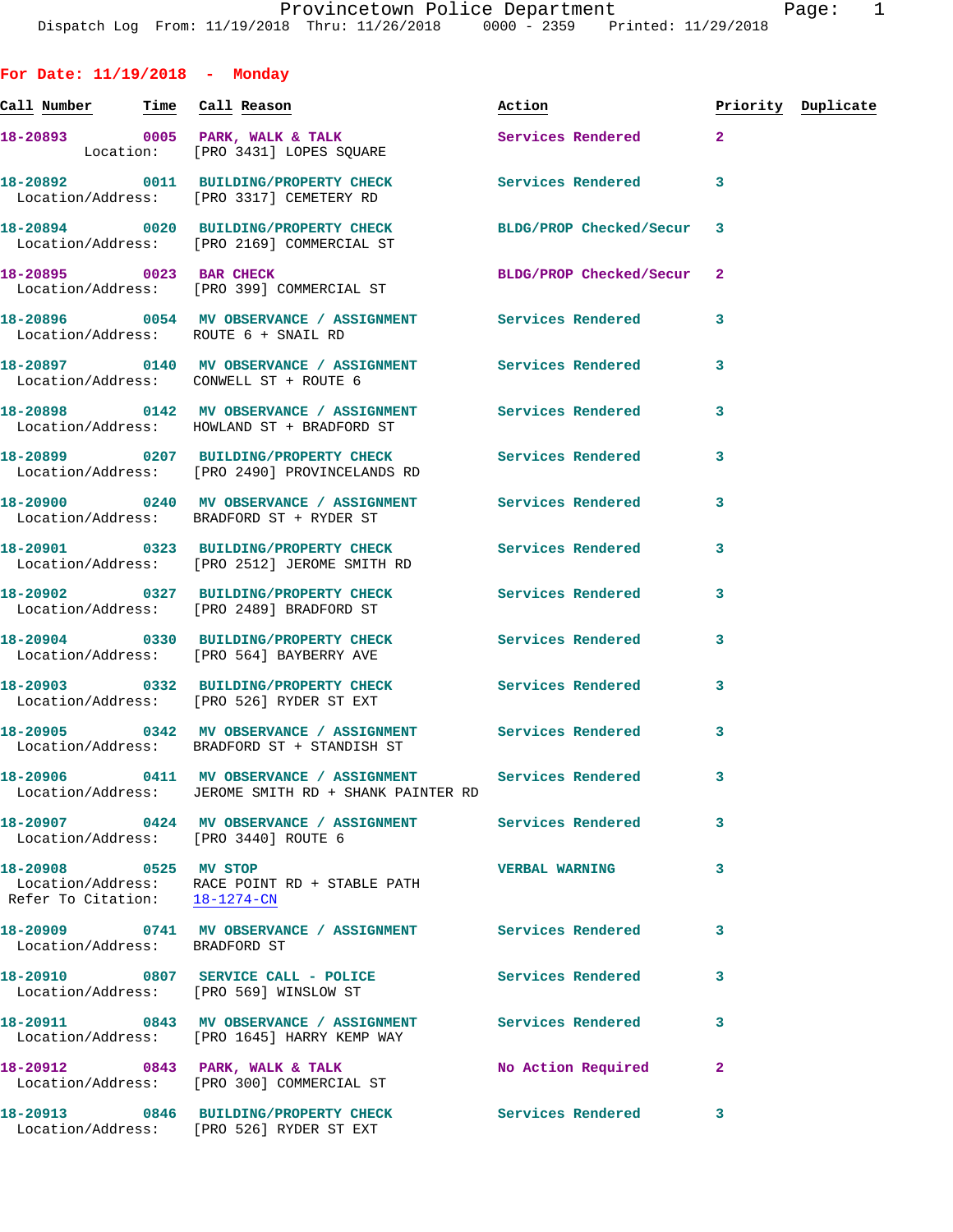Provincetown Police Department
Dispatch Log From: 11/19/2018 Thru: 11/26/2018 0000 - 2359 Printed: 11/29/2018

## For Date: 11/19/2018 - Monday

| Call Number | Time | Call Reason | Action | Priority | Duplicate |
|---|---|---|---|---|---|
| 18-20893 | 0005 | PARK, WALK & TALK | Services Rendered | 2 | |
| Location: [PRO 3431] LOPES SQUARE | | | | | |
| 18-20892 | 0011 | BUILDING/PROPERTY CHECK | Services Rendered | 3 | |
| Location/Address: [PRO 3317] CEMETERY RD | | | | | |
| 18-20894 | 0020 | BUILDING/PROPERTY CHECK | BLDG/PROP Checked/Secur | 3 | |
| Location/Address: [PRO 2169] COMMERCIAL ST | | | | | |
| 18-20895 | 0023 | BAR CHECK | BLDG/PROP Checked/Secur | 2 | |
| Location/Address: [PRO 399] COMMERCIAL ST | | | | | |
| 18-20896 | 0054 | MV OBSERVANCE / ASSIGNMENT | Services Rendered | 3 | |
| Location/Address: ROUTE 6 + SNAIL RD | | | | | |
| 18-20897 | 0140 | MV OBSERVANCE / ASSIGNMENT | Services Rendered | 3 | |
| Location/Address: CONWELL ST + ROUTE 6 | | | | | |
| 18-20898 | 0142 | MV OBSERVANCE / ASSIGNMENT | Services Rendered | 3 | |
| Location/Address: HOWLAND ST + BRADFORD ST | | | | | |
| 18-20899 | 0207 | BUILDING/PROPERTY CHECK | Services Rendered | 3 | |
| Location/Address: [PRO 2490] PROVINCELANDS RD | | | | | |
| 18-20900 | 0240 | MV OBSERVANCE / ASSIGNMENT | Services Rendered | 3 | |
| Location/Address: BRADFORD ST + RYDER ST | | | | | |
| 18-20901 | 0323 | BUILDING/PROPERTY CHECK | Services Rendered | 3 | |
| Location/Address: [PRO 2512] JEROME SMITH RD | | | | | |
| 18-20902 | 0327 | BUILDING/PROPERTY CHECK | Services Rendered | 3 | |
| Location/Address: [PRO 2489] BRADFORD ST | | | | | |
| 18-20904 | 0330 | BUILDING/PROPERTY CHECK | Services Rendered | 3 | |
| Location/Address: [PRO 564] BAYBERRY AVE | | | | | |
| 18-20903 | 0332 | BUILDING/PROPERTY CHECK | Services Rendered | 3 | |
| Location/Address: [PRO 526] RYDER ST EXT | | | | | |
| 18-20905 | 0342 | MV OBSERVANCE / ASSIGNMENT | Services Rendered | 3 | |
| Location/Address: BRADFORD ST + STANDISH ST | | | | | |
| 18-20906 | 0411 | MV OBSERVANCE / ASSIGNMENT | Services Rendered | 3 | |
| Location/Address: JEROME SMITH RD + SHANK PAINTER RD | | | | | |
| 18-20907 | 0424 | MV OBSERVANCE / ASSIGNMENT | Services Rendered | 3 | |
| Location/Address: [PRO 3440] ROUTE 6 | | | | | |
| 18-20908 | 0525 | MV STOP | VERBAL WARNING | 3 | |
| Location/Address: RACE POINT RD + STABLE PATH | | | | | |
| Refer To Citation: 18-1274-CN | | | | | |
| 18-20909 | 0741 | MV OBSERVANCE / ASSIGNMENT | Services Rendered | 3 | |
| Location/Address: BRADFORD ST | | | | | |
| 18-20910 | 0807 | SERVICE CALL - POLICE | Services Rendered | 3 | |
| Location/Address: [PRO 569] WINSLOW ST | | | | | |
| 18-20911 | 0843 | MV OBSERVANCE / ASSIGNMENT | Services Rendered | 3 | |
| Location/Address: [PRO 1645] HARRY KEMP WAY | | | | | |
| 18-20912 | 0843 | PARK, WALK & TALK | No Action Required | 2 | |
| Location/Address: [PRO 300] COMMERCIAL ST | | | | | |
| 18-20913 | 0846 | BUILDING/PROPERTY CHECK | Services Rendered | 3 | |
| Location/Address: [PRO 526] RYDER ST EXT | | | | | |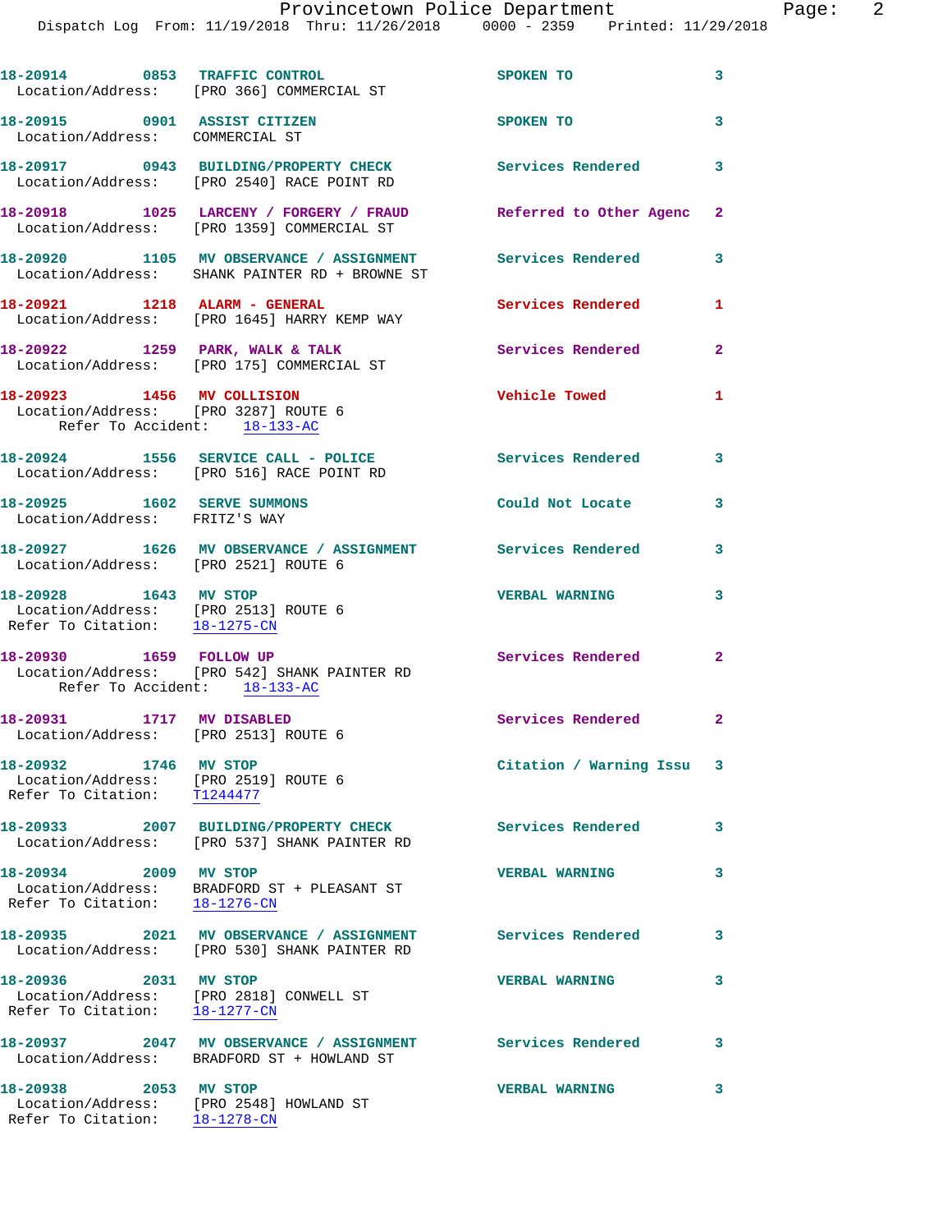18-20914 0853 TRAFFIC CONTROL SPOKEN TO 3
Location/Address: [PRO 366] COMMERCIAL ST

18-20915 0901 ASSIST CITIZEN SPOKEN TO 3
Location/Address: COMMERCIAL ST

18-20917 0943 BUILDING/PROPERTY CHECK Services Rendered 3
Location/Address: [PRO 2540] RACE POINT RD

18-20918 1025 LARCENY / FORGERY / FRAUD Referred to Other Agenc 2
Location/Address: [PRO 1359] COMMERCIAL ST

18-20920 1105 MV OBSERVANCE / ASSIGNMENT Services Rendered 3
Location/Address: SHANK PAINTER RD + BROWNE ST

18-20921 1218 ALARM - GENERAL Services Rendered 1
Location/Address: [PRO 1645] HARRY KEMP WAY

18-20922 1259 PARK, WALK & TALK Services Rendered 2
Location/Address: [PRO 175] COMMERCIAL ST

18-20923 1456 MV COLLISION Vehicle Towed 1
Location/Address: [PRO 3287] ROUTE 6
Refer To Accident: 18-133-AC

18-20924 1556 SERVICE CALL - POLICE Services Rendered 3
Location/Address: [PRO 516] RACE POINT RD

18-20925 1602 SERVE SUMMONS Could Not Locate 3
Location/Address: FRITZ'S WAY

18-20927 1626 MV OBSERVANCE / ASSIGNMENT Services Rendered 3
Location/Address: [PRO 2521] ROUTE 6

18-20928 1643 MV STOP VERBAL WARNING 3
Location/Address: [PRO 2513] ROUTE 6
Refer To Citation: 18-1275-CN

18-20930 1659 FOLLOW UP Services Rendered 2
Location/Address: [PRO 542] SHANK PAINTER RD
Refer To Accident: 18-133-AC

18-20931 1717 MV DISABLED Services Rendered 2
Location/Address: [PRO 2513] ROUTE 6

18-20932 1746 MV STOP Citation / Warning Issu 3
Location/Address: [PRO 2519] ROUTE 6
Refer To Citation: T1244477

18-20933 2007 BUILDING/PROPERTY CHECK Services Rendered 3
Location/Address: [PRO 537] SHANK PAINTER RD

18-20934 2009 MV STOP VERBAL WARNING 3
Location/Address: BRADFORD ST + PLEASANT ST
Refer To Citation: 18-1276-CN

18-20935 2021 MV OBSERVANCE / ASSIGNMENT Services Rendered 3
Location/Address: [PRO 530] SHANK PAINTER RD

18-20936 2031 MV STOP VERBAL WARNING 3
Location/Address: [PRO 2818] CONWELL ST
Refer To Citation: 18-1277-CN

18-20937 2047 MV OBSERVANCE / ASSIGNMENT Services Rendered 3
Location/Address: BRADFORD ST + HOWLAND ST

18-20938 2053 MV STOP VERBAL WARNING 3
Location/Address: [PRO 2548] HOWLAND ST
Refer To Citation: 18-1278-CN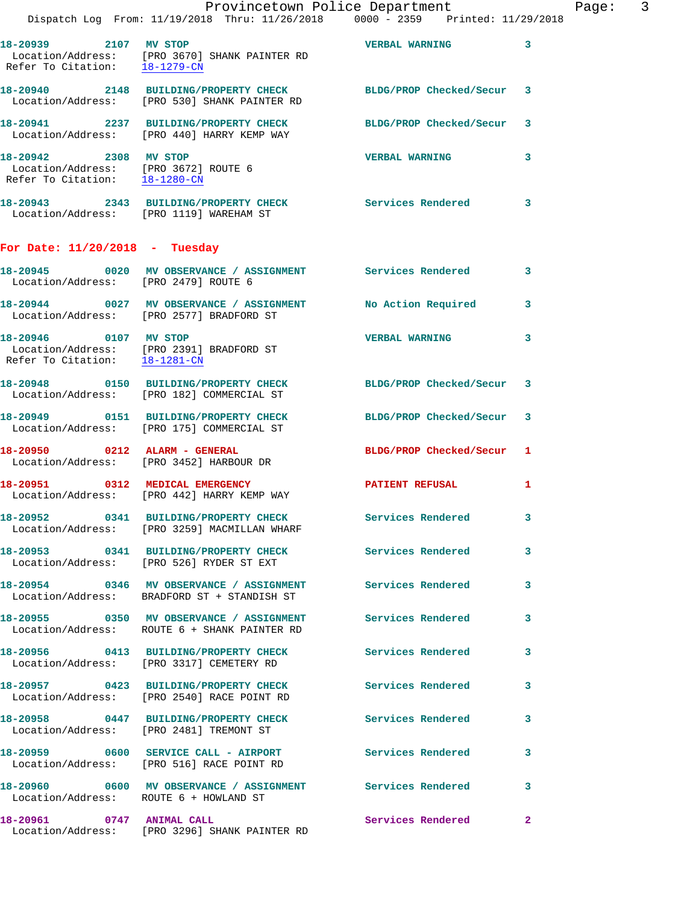18-20939 2107 MV STOP VERBAL WARNING 3
Location/Address: [PRO 3670] SHANK PAINTER RD
Refer To Citation: 18-1279-CN

18-20940 2148 BUILDING/PROPERTY CHECK BLDG/PROP Checked/Secur 3
Location/Address: [PRO 530] SHANK PAINTER RD

18-20941 2237 BUILDING/PROPERTY CHECK BLDG/PROP Checked/Secur 3
Location/Address: [PRO 440] HARRY KEMP WAY

18-20942 2308 MV STOP VERBAL WARNING 3
Location/Address: [PRO 3672] ROUTE 6
Refer To Citation: 18-1280-CN

18-20943 2343 BUILDING/PROPERTY CHECK Services Rendered 3
Location/Address: [PRO 1119] WAREHAM ST

**For Date: 11/20/2018 - Tuesday**

18-20945 0020 MV OBSERVANCE / ASSIGNMENT Services Rendered 3
Location/Address: [PRO 2479] ROUTE 6

18-20944 0027 MV OBSERVANCE / ASSIGNMENT No Action Required 3
Location/Address: [PRO 2577] BRADFORD ST

18-20946 0107 MV STOP VERBAL WARNING 3
Location/Address: [PRO 2391] BRADFORD ST
Refer To Citation: 18-1281-CN

18-20948 0150 BUILDING/PROPERTY CHECK BLDG/PROP Checked/Secur 3
Location/Address: [PRO 182] COMMERCIAL ST

18-20949 0151 BUILDING/PROPERTY CHECK BLDG/PROP Checked/Secur 3
Location/Address: [PRO 175] COMMERCIAL ST

18-20950 0212 ALARM - GENERAL BLDG/PROP Checked/Secur 1
Location/Address: [PRO 3452] HARBOUR DR

18-20951 0312 MEDICAL EMERGENCY PATIENT REFUSAL 1
Location/Address: [PRO 442] HARRY KEMP WAY

18-20952 0341 BUILDING/PROPERTY CHECK Services Rendered 3
Location/Address: [PRO 3259] MACMILLAN WHARF

18-20953 0341 BUILDING/PROPERTY CHECK Services Rendered 3
Location/Address: [PRO 526] RYDER ST EXT

18-20954 0346 MV OBSERVANCE / ASSIGNMENT Services Rendered 3
Location/Address: BRADFORD ST + STANDISH ST

18-20955 0350 MV OBSERVANCE / ASSIGNMENT Services Rendered 3
Location/Address: ROUTE 6 + SHANK PAINTER RD

18-20956 0413 BUILDING/PROPERTY CHECK Services Rendered 3
Location/Address: [PRO 3317] CEMETERY RD

18-20957 0423 BUILDING/PROPERTY CHECK Services Rendered 3
Location/Address: [PRO 2540] RACE POINT RD

18-20958 0447 BUILDING/PROPERTY CHECK Services Rendered 3
Location/Address: [PRO 2481] TREMONT ST

18-20959 0600 SERVICE CALL - AIRPORT Services Rendered 3
Location/Address: [PRO 516] RACE POINT RD

18-20960 0600 MV OBSERVANCE / ASSIGNMENT Services Rendered 3
Location/Address: ROUTE 6 + HOWLAND ST

18-20961 0747 ANIMAL CALL Services Rendered 2
Location/Address: [PRO 3296] SHANK PAINTER RD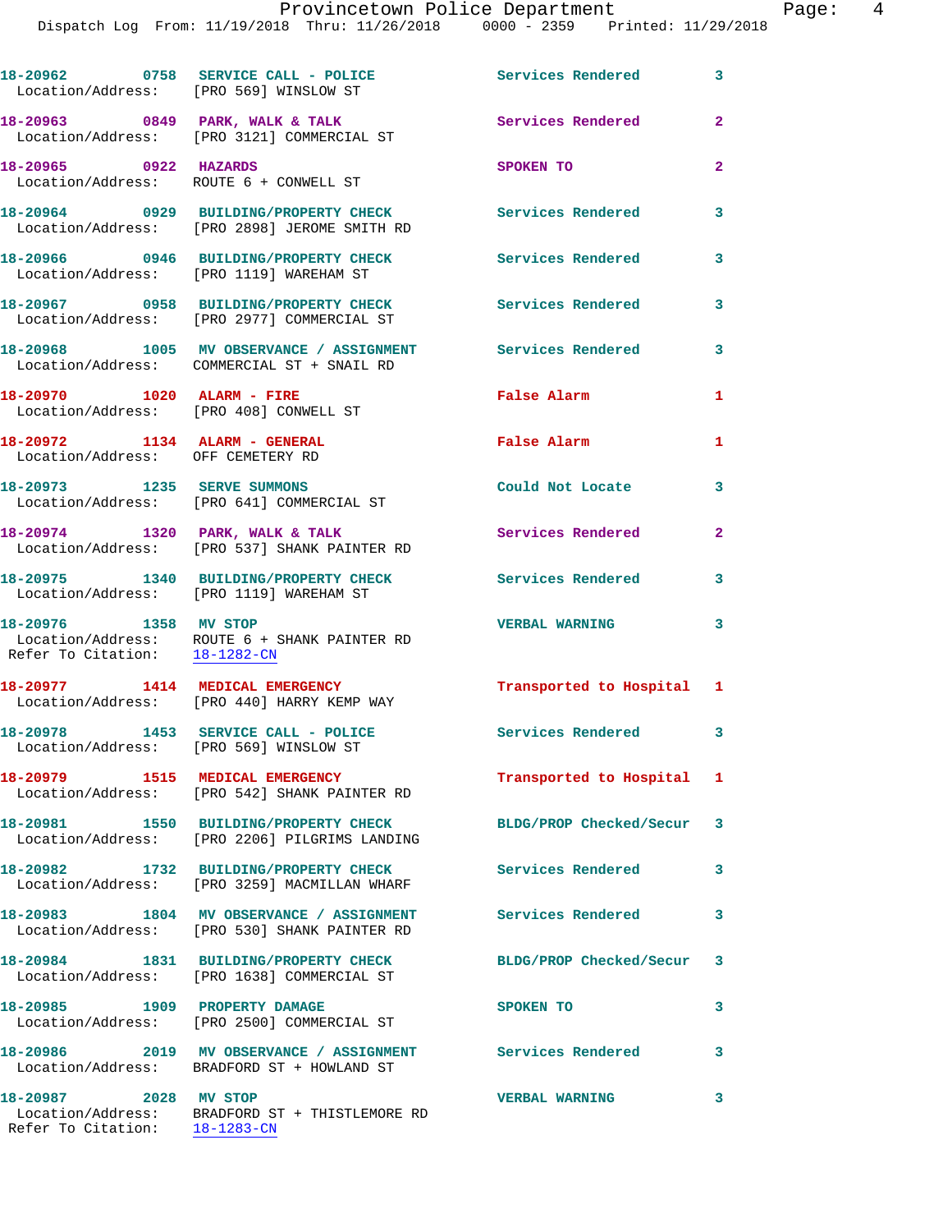18-20962 0758 SERVICE CALL - POLICE Services Rendered 3
Location/Address: [PRO 569] WINSLOW ST

18-20963 0849 PARK, WALK & TALK Services Rendered 2
Location/Address: [PRO 3121] COMMERCIAL ST

18-20965 0922 HAZARDS SPOKEN TO 2
Location/Address: ROUTE 6 + CONWELL ST

18-20964 0929 BUILDING/PROPERTY CHECK Services Rendered 3
Location/Address: [PRO 2898] JEROME SMITH RD

18-20966 0946 BUILDING/PROPERTY CHECK Services Rendered 3
Location/Address: [PRO 1119] WAREHAM ST

18-20967 0958 BUILDING/PROPERTY CHECK Services Rendered 3
Location/Address: [PRO 2977] COMMERCIAL ST

18-20968 1005 MV OBSERVANCE / ASSIGNMENT Services Rendered 3
Location/Address: COMMERCIAL ST + SNAIL RD

18-20970 1020 ALARM - FIRE False Alarm 1
Location/Address: [PRO 408] CONWELL ST

18-20972 1134 ALARM - GENERAL False Alarm 1
Location/Address: OFF CEMETERY RD

18-20973 1235 SERVE SUMMONS Could Not Locate 3
Location/Address: [PRO 641] COMMERCIAL ST

18-20974 1320 PARK, WALK & TALK Services Rendered 2
Location/Address: [PRO 537] SHANK PAINTER RD

18-20975 1340 BUILDING/PROPERTY CHECK Services Rendered 3
Location/Address: [PRO 1119] WAREHAM ST

18-20976 1358 MV STOP VERBAL WARNING 3
Location/Address: ROUTE 6 + SHANK PAINTER RD
Refer To Citation: 18-1282-CN

18-20977 1414 MEDICAL EMERGENCY Transported to Hospital 1
Location/Address: [PRO 440] HARRY KEMP WAY

18-20978 1453 SERVICE CALL - POLICE Services Rendered 3
Location/Address: [PRO 569] WINSLOW ST

18-20979 1515 MEDICAL EMERGENCY Transported to Hospital 1
Location/Address: [PRO 542] SHANK PAINTER RD

18-20981 1550 BUILDING/PROPERTY CHECK BLDG/PROP Checked/Secur 3
Location/Address: [PRO 2206] PILGRIMS LANDING

18-20982 1732 BUILDING/PROPERTY CHECK Services Rendered 3
Location/Address: [PRO 3259] MACMILLAN WHARF

18-20983 1804 MV OBSERVANCE / ASSIGNMENT Services Rendered 3
Location/Address: [PRO 530] SHANK PAINTER RD

18-20984 1831 BUILDING/PROPERTY CHECK BLDG/PROP Checked/Secur 3
Location/Address: [PRO 1638] COMMERCIAL ST

18-20985 1909 PROPERTY DAMAGE SPOKEN TO 3
Location/Address: [PRO 2500] COMMERCIAL ST

18-20986 2019 MV OBSERVANCE / ASSIGNMENT Services Rendered 3
Location/Address: BRADFORD ST + HOWLAND ST

18-20987 2028 MV STOP VERBAL WARNING 3
Location/Address: BRADFORD ST + THISTLEMORE RD
Refer To Citation: 18-1283-CN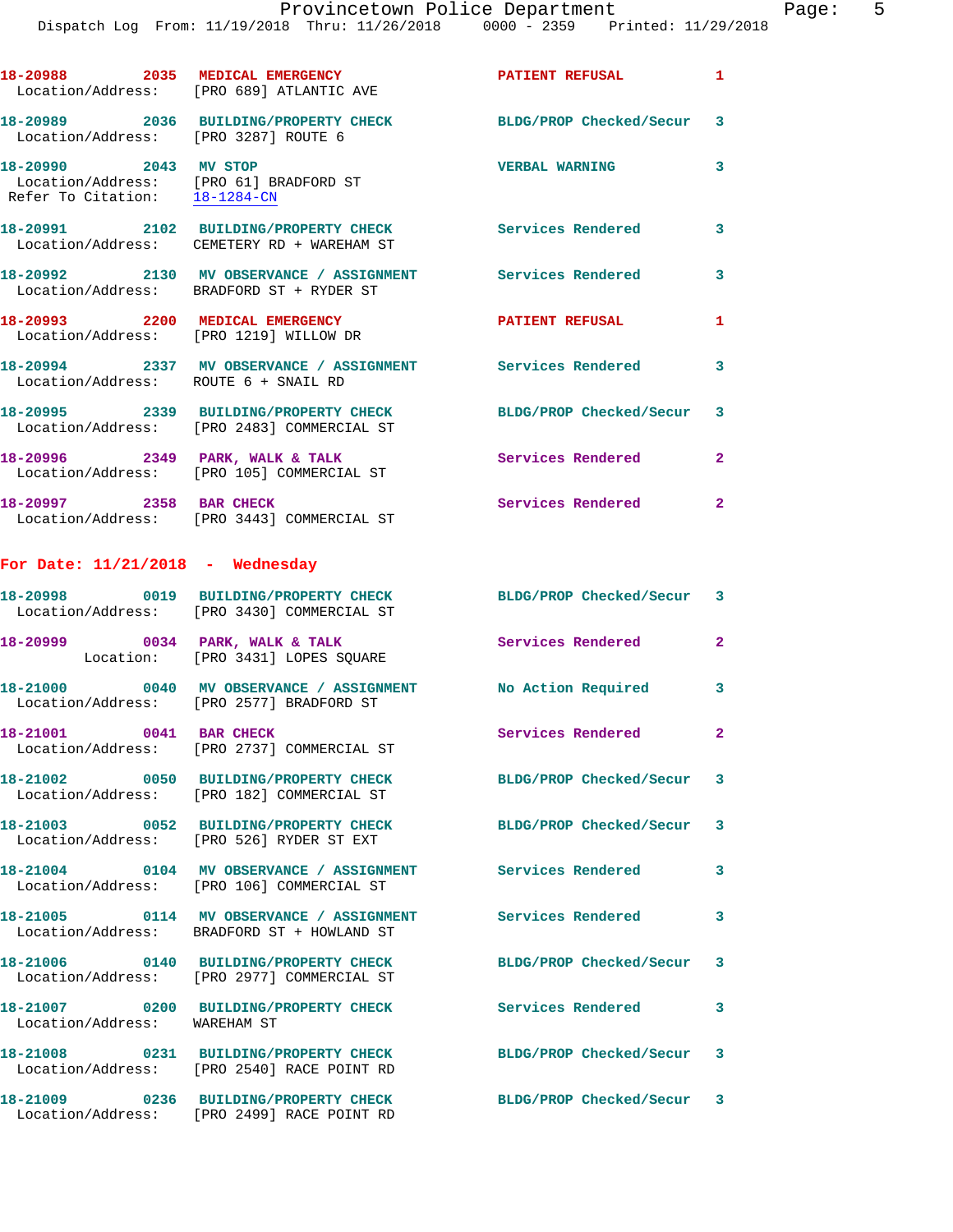18-20988 2035 **MEDICAL EMERGENCY** PATIENT REFUSAL 1
Location/Address: [PRO 689] ATLANTIC AVE

18-20989 2036 **BUILDING/PROPERTY CHECK** BLDG/PROP Checked/Secur 3
Location/Address: [PRO 3287] ROUTE 6

18-20990 2043 **MV STOP** VERBAL WARNING 3
Location/Address: [PRO 61] BRADFORD ST
Refer To Citation: 18-1284-CN

18-20991 2102 **BUILDING/PROPERTY CHECK** Services Rendered 3
Location/Address: CEMETERY RD + WAREHAM ST

18-20992 2130 **MV OBSERVANCE / ASSIGNMENT** Services Rendered 3
Location/Address: BRADFORD ST + RYDER ST

18-20993 2200 **MEDICAL EMERGENCY** PATIENT REFUSAL 1
Location/Address: [PRO 1219] WILLOW DR

18-20994 2337 **MV OBSERVANCE / ASSIGNMENT** Services Rendered 3
Location/Address: ROUTE 6 + SNAIL RD

18-20995 2339 **BUILDING/PROPERTY CHECK** BLDG/PROP Checked/Secur 3
Location/Address: [PRO 2483] COMMERCIAL ST

18-20996 2349 **PARK, WALK & TALK** Services Rendered 2
Location/Address: [PRO 105] COMMERCIAL ST

18-20997 2358 **BAR CHECK** Services Rendered 2
Location/Address: [PRO 3443] COMMERCIAL ST

## For Date: 11/21/2018 - Wednesday

18-20998 0019 **BUILDING/PROPERTY CHECK** BLDG/PROP Checked/Secur 3
Location/Address: [PRO 3430] COMMERCIAL ST

18-20999 0034 **PARK, WALK & TALK** Services Rendered 2
Location: [PRO 3431] LOPES SQUARE

18-21000 0040 **MV OBSERVANCE / ASSIGNMENT** No Action Required 3
Location/Address: [PRO 2577] BRADFORD ST

18-21001 0041 **BAR CHECK** Services Rendered 2
Location/Address: [PRO 2737] COMMERCIAL ST

18-21002 0050 **BUILDING/PROPERTY CHECK** BLDG/PROP Checked/Secur 3
Location/Address: [PRO 182] COMMERCIAL ST

18-21003 0052 **BUILDING/PROPERTY CHECK** BLDG/PROP Checked/Secur 3
Location/Address: [PRO 526] RYDER ST EXT

18-21004 0104 **MV OBSERVANCE / ASSIGNMENT** Services Rendered 3
Location/Address: [PRO 106] COMMERCIAL ST

18-21005 0114 **MV OBSERVANCE / ASSIGNMENT** Services Rendered 3
Location/Address: BRADFORD ST + HOWLAND ST

18-21006 0140 **BUILDING/PROPERTY CHECK** BLDG/PROP Checked/Secur 3
Location/Address: [PRO 2977] COMMERCIAL ST

18-21007 0200 **BUILDING/PROPERTY CHECK** Services Rendered 3
Location/Address: WAREHAM ST

18-21008 0231 **BUILDING/PROPERTY CHECK** BLDG/PROP Checked/Secur 3
Location/Address: [PRO 2540] RACE POINT RD

18-21009 0236 **BUILDING/PROPERTY CHECK** BLDG/PROP Checked/Secur 3
Location/Address: [PRO 2499] RACE POINT RD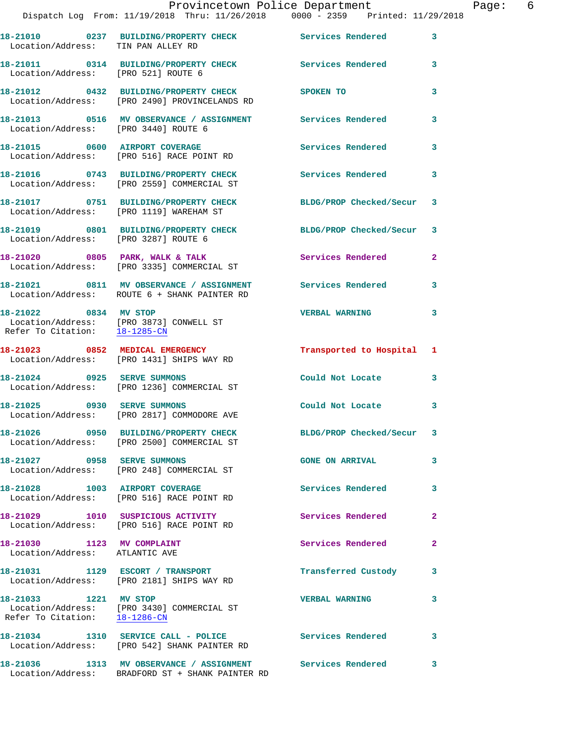18-21010 0237 BUILDING/PROPERTY CHECK Services Rendered 3
Location/Address: TIN PAN ALLEY RD

18-21011 0314 BUILDING/PROPERTY CHECK Services Rendered 3
Location/Address: [PRO 521] ROUTE 6

18-21012 0432 BUILDING/PROPERTY CHECK SPOKEN TO 3
Location/Address: [PRO 2490] PROVINCELANDS RD

18-21013 0516 MV OBSERVANCE / ASSIGNMENT Services Rendered 3
Location/Address: [PRO 3440] ROUTE 6

18-21015 0600 AIRPORT COVERAGE Services Rendered 3
Location/Address: [PRO 516] RACE POINT RD

18-21016 0743 BUILDING/PROPERTY CHECK Services Rendered 3
Location/Address: [PRO 2559] COMMERCIAL ST

18-21017 0751 BUILDING/PROPERTY CHECK BLDG/PROP Checked/Secur 3
Location/Address: [PRO 1119] WAREHAM ST

18-21019 0801 BUILDING/PROPERTY CHECK BLDG/PROP Checked/Secur 3
Location/Address: [PRO 3287] ROUTE 6

18-21020 0805 PARK, WALK & TALK Services Rendered 2
Location/Address: [PRO 3335] COMMERCIAL ST

18-21021 0811 MV OBSERVANCE / ASSIGNMENT Services Rendered 3
Location/Address: ROUTE 6 + SHANK PAINTER RD

18-21022 0834 MV STOP VERBAL WARNING 3
Location/Address: [PRO 3873] CONWELL ST
Refer To Citation: 18-1285-CN

18-21023 0852 MEDICAL EMERGENCY Transported to Hospital 1
Location/Address: [PRO 1431] SHIPS WAY RD

18-21024 0925 SERVE SUMMONS Could Not Locate 3
Location/Address: [PRO 1236] COMMERCIAL ST

18-21025 0930 SERVE SUMMONS Could Not Locate 3
Location/Address: [PRO 2817] COMMODORE AVE

18-21026 0950 BUILDING/PROPERTY CHECK BLDG/PROP Checked/Secur 3
Location/Address: [PRO 2500] COMMERCIAL ST

18-21027 0958 SERVE SUMMONS GONE ON ARRIVAL 3
Location/Address: [PRO 248] COMMERCIAL ST

18-21028 1003 AIRPORT COVERAGE Services Rendered 3
Location/Address: [PRO 516] RACE POINT RD

18-21029 1010 SUSPICIOUS ACTIVITY Services Rendered 2
Location/Address: [PRO 516] RACE POINT RD

18-21030 1123 MV COMPLAINT Services Rendered 2
Location/Address: ATLANTIC AVE

18-21031 1129 ESCORT / TRANSPORT Transferred Custody 3
Location/Address: [PRO 2181] SHIPS WAY RD

18-21033 1221 MV STOP VERBAL WARNING 3
Location/Address: [PRO 3430] COMMERCIAL ST
Refer To Citation: 18-1286-CN

18-21034 1310 SERVICE CALL - POLICE Services Rendered 3
Location/Address: [PRO 542] SHANK PAINTER RD

18-21036 1313 MV OBSERVANCE / ASSIGNMENT Services Rendered 3
Location/Address: BRADFORD ST + SHANK PAINTER RD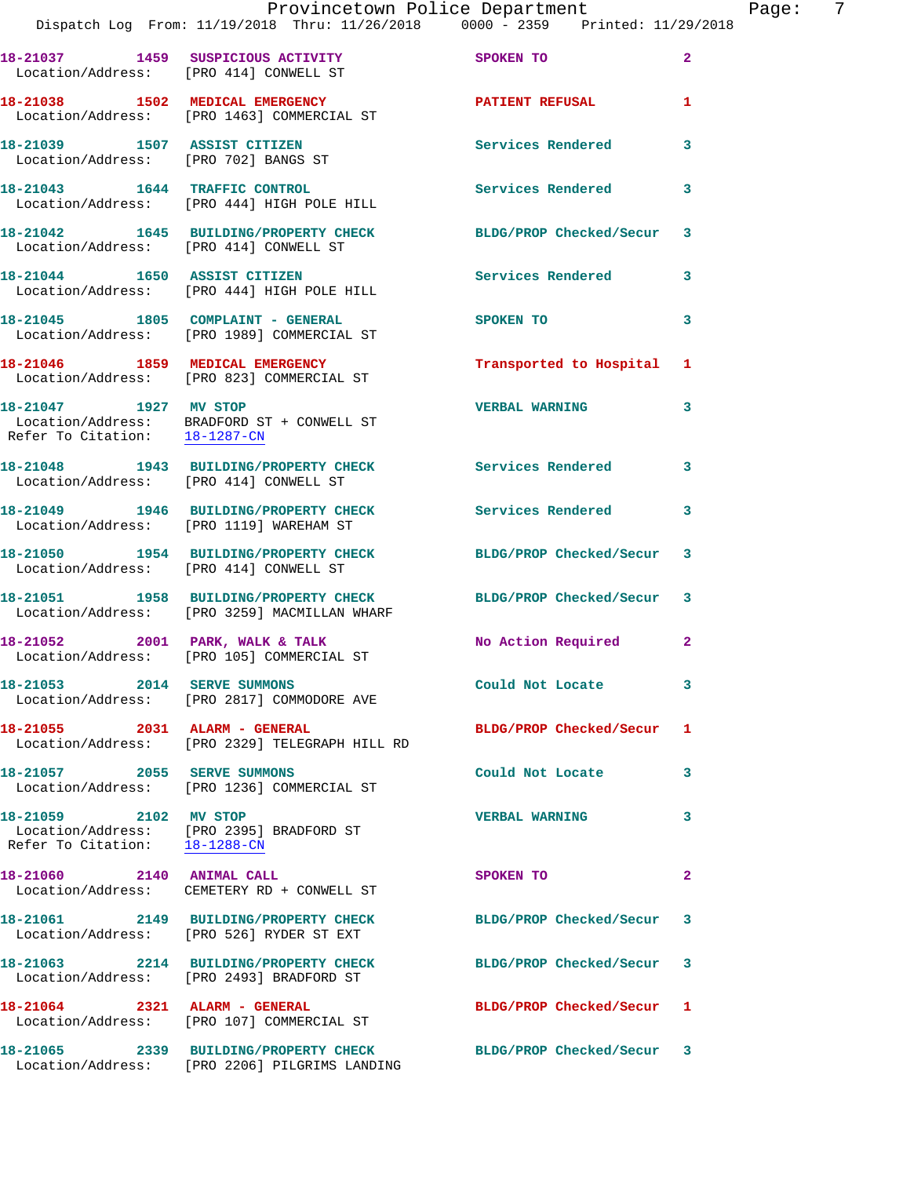18-21037 1459 SUSPICIOUS ACTIVITY SPOKEN TO 2
Location/Address: [PRO 414] CONWELL ST

18-21038 1502 MEDICAL EMERGENCY PATIENT REFUSAL 1
Location/Address: [PRO 1463] COMMERCIAL ST

18-21039 1507 ASSIST CITIZEN Services Rendered 3
Location/Address: [PRO 702] BANGS ST

18-21043 1644 TRAFFIC CONTROL Services Rendered 3
Location/Address: [PRO 444] HIGH POLE HILL

18-21042 1645 BUILDING/PROPERTY CHECK BLDG/PROP Checked/Secur 3
Location/Address: [PRO 414] CONWELL ST

18-21044 1650 ASSIST CITIZEN Services Rendered 3
Location/Address: [PRO 444] HIGH POLE HILL

18-21045 1805 COMPLAINT - GENERAL SPOKEN TO 3
Location/Address: [PRO 1989] COMMERCIAL ST

18-21046 1859 MEDICAL EMERGENCY Transported to Hospital 1
Location/Address: [PRO 823] COMMERCIAL ST

18-21047 1927 MV STOP VERBAL WARNING 3
Location/Address: BRADFORD ST + CONWELL ST
Refer To Citation: 18-1287-CN

18-21048 1943 BUILDING/PROPERTY CHECK Services Rendered 3
Location/Address: [PRO 414] CONWELL ST

18-21049 1946 BUILDING/PROPERTY CHECK Services Rendered 3
Location/Address: [PRO 1119] WAREHAM ST

18-21050 1954 BUILDING/PROPERTY CHECK BLDG/PROP Checked/Secur 3
Location/Address: [PRO 414] CONWELL ST

18-21051 1958 BUILDING/PROPERTY CHECK BLDG/PROP Checked/Secur 3
Location/Address: [PRO 3259] MACMILLAN WHARF

18-21052 2001 PARK, WALK & TALK No Action Required 2
Location/Address: [PRO 105] COMMERCIAL ST

18-21053 2014 SERVE SUMMONS Could Not Locate 3
Location/Address: [PRO 2817] COMMODORE AVE

18-21055 2031 ALARM - GENERAL BLDG/PROP Checked/Secur 1
Location/Address: [PRO 2329] TELEGRAPH HILL RD

18-21057 2055 SERVE SUMMONS Could Not Locate 3
Location/Address: [PRO 1236] COMMERCIAL ST

18-21059 2102 MV STOP VERBAL WARNING 3
Location/Address: [PRO 2395] BRADFORD ST
Refer To Citation: 18-1288-CN

18-21060 2140 ANIMAL CALL SPOKEN TO 2
Location/Address: CEMETERY RD + CONWELL ST

18-21061 2149 BUILDING/PROPERTY CHECK BLDG/PROP Checked/Secur 3
Location/Address: [PRO 526] RYDER ST EXT

18-21063 2214 BUILDING/PROPERTY CHECK BLDG/PROP Checked/Secur 3
Location/Address: [PRO 2493] BRADFORD ST

18-21064 2321 ALARM - GENERAL BLDG/PROP Checked/Secur 1
Location/Address: [PRO 107] COMMERCIAL ST

18-21065 2339 BUILDING/PROPERTY CHECK BLDG/PROP Checked/Secur 3
Location/Address: [PRO 2206] PILGRIMS LANDING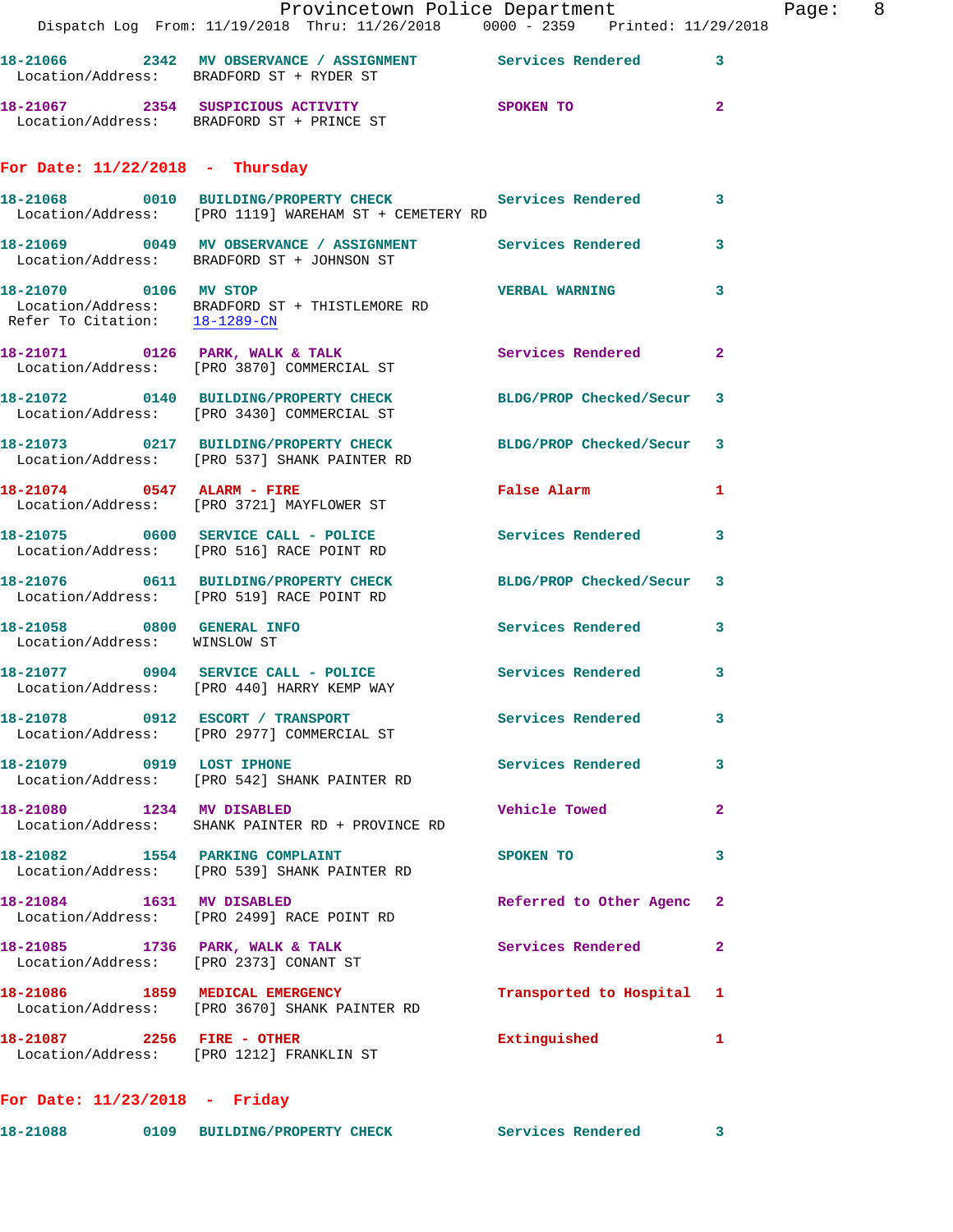18-21066 2342 MV OBSERVANCE / ASSIGNMENT Services Rendered 3
Location/Address: BRADFORD ST + RYDER ST

18-21067 2354 SUSPICIOUS ACTIVITY SPOKEN TO 2
Location/Address: BRADFORD ST + PRINCE ST

## For Date: 11/22/2018 - Thursday

18-21068 0010 BUILDING/PROPERTY CHECK Services Rendered 3
Location/Address: [PRO 1119] WAREHAM ST + CEMETERY RD

18-21069 0049 MV OBSERVANCE / ASSIGNMENT Services Rendered 3
Location/Address: BRADFORD ST + JOHNSON ST

18-21070 0106 MV STOP VERBAL WARNING 3
Location/Address: BRADFORD ST + THISTLEMORE RD
Refer To Citation: 18-1289-CN

18-21071 0126 PARK, WALK & TALK Services Rendered 2
Location/Address: [PRO 3870] COMMERCIAL ST

18-21072 0140 BUILDING/PROPERTY CHECK BLDG/PROP Checked/Secur 3
Location/Address: [PRO 3430] COMMERCIAL ST

18-21073 0217 BUILDING/PROPERTY CHECK BLDG/PROP Checked/Secur 3
Location/Address: [PRO 537] SHANK PAINTER RD

18-21074 0547 ALARM - FIRE False Alarm 1
Location/Address: [PRO 3721] MAYFLOWER ST

18-21075 0600 SERVICE CALL - POLICE Services Rendered 3
Location/Address: [PRO 516] RACE POINT RD

18-21076 0611 BUILDING/PROPERTY CHECK BLDG/PROP Checked/Secur 3
Location/Address: [PRO 519] RACE POINT RD

18-21058 0800 GENERAL INFO Services Rendered 3
Location/Address: WINSLOW ST

18-21077 0904 SERVICE CALL - POLICE Services Rendered 3
Location/Address: [PRO 440] HARRY KEMP WAY

18-21078 0912 ESCORT / TRANSPORT Services Rendered 3
Location/Address: [PRO 2977] COMMERCIAL ST

18-21079 0919 LOST IPHONE Services Rendered 3
Location/Address: [PRO 542] SHANK PAINTER RD

18-21080 1234 MV DISABLED Vehicle Towed 2
Location/Address: SHANK PAINTER RD + PROVINCE RD

18-21082 1554 PARKING COMPLAINT SPOKEN TO 3
Location/Address: [PRO 539] SHANK PAINTER RD

18-21084 1631 MV DISABLED Referred to Other Agenc 2
Location/Address: [PRO 2499] RACE POINT RD

18-21085 1736 PARK, WALK & TALK Services Rendered 2
Location/Address: [PRO 2373] CONANT ST

18-21086 1859 MEDICAL EMERGENCY Transported to Hospital 1
Location/Address: [PRO 3670] SHANK PAINTER RD

18-21087 2256 FIRE - OTHER Extinguished 1
Location/Address: [PRO 1212] FRANKLIN ST

## For Date: 11/23/2018 - Friday

18-21088 0109 BUILDING/PROPERTY CHECK Services Rendered 3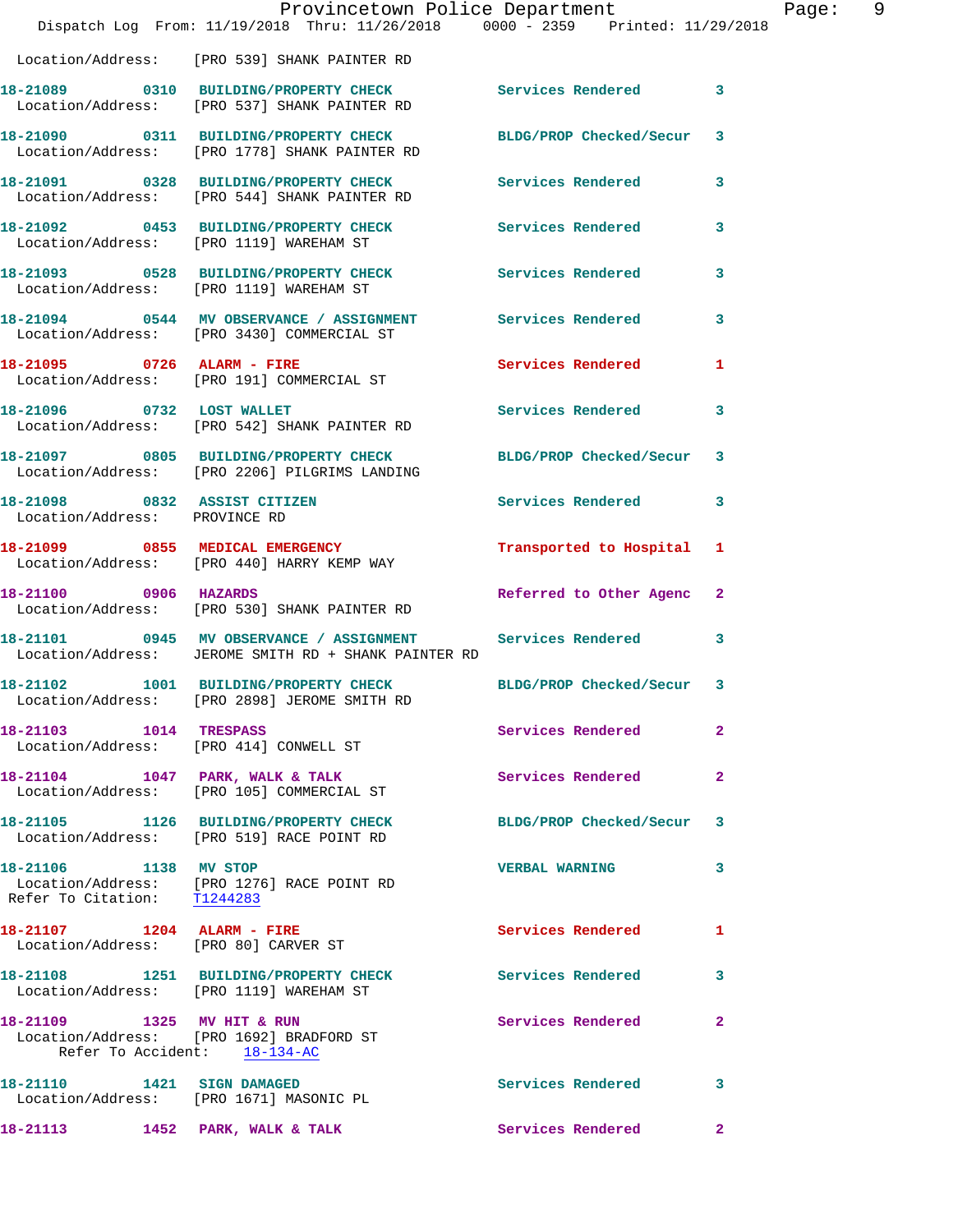Location/Address: [PRO 539] SHANK PAINTER RD

**18-21089** 0310 **BUILDING/PROPERTY CHECK** Services Rendered 3
Location/Address: [PRO 537] SHANK PAINTER RD

**18-21090** 0311 **BUILDING/PROPERTY CHECK** BLDG/PROP Checked/Secur 3
Location/Address: [PRO 1778] SHANK PAINTER RD

**18-21091** 0328 **BUILDING/PROPERTY CHECK** Services Rendered 3
Location/Address: [PRO 544] SHANK PAINTER RD

**18-21092** 0453 **BUILDING/PROPERTY CHECK** Services Rendered 3
Location/Address: [PRO 1119] WAREHAM ST

**18-21093** 0528 **BUILDING/PROPERTY CHECK** Services Rendered 3
Location/Address: [PRO 1119] WAREHAM ST

**18-21094** 0544 **MV OBSERVANCE / ASSIGNMENT** Services Rendered 3
Location/Address: [PRO 3430] COMMERCIAL ST

**18-21095** 0726 **ALARM - FIRE** Services Rendered 1
Location/Address: [PRO 191] COMMERCIAL ST

**18-21096** 0732 **LOST WALLET** Services Rendered 3
Location/Address: [PRO 542] SHANK PAINTER RD

**18-21097** 0805 **BUILDING/PROPERTY CHECK** BLDG/PROP Checked/Secur 3
Location/Address: [PRO 2206] PILGRIMS LANDING

**18-21098** 0832 **ASSIST CITIZEN** Services Rendered 3
Location/Address: PROVINCE RD

**18-21099** 0855 **MEDICAL EMERGENCY** Transported to Hospital 1
Location/Address: [PRO 440] HARRY KEMP WAY

**18-21100** 0906 **HAZARDS** Referred to Other Agenc 2
Location/Address: [PRO 530] SHANK PAINTER RD

**18-21101** 0945 **MV OBSERVANCE / ASSIGNMENT** Services Rendered 3
Location/Address: JEROME SMITH RD + SHANK PAINTER RD

**18-21102** 1001 **BUILDING/PROPERTY CHECK** BLDG/PROP Checked/Secur 3
Location/Address: [PRO 2898] JEROME SMITH RD

**18-21103** 1014 **TRESPASS** Services Rendered 2
Location/Address: [PRO 414] CONWELL ST

**18-21104** 1047 **PARK, WALK & TALK** Services Rendered 2
Location/Address: [PRO 105] COMMERCIAL ST

**18-21105** 1126 **BUILDING/PROPERTY CHECK** BLDG/PROP Checked/Secur 3
Location/Address: [PRO 519] RACE POINT RD

**18-21106** 1138 **MV STOP** VERBAL WARNING 3
Location/Address: [PRO 1276] RACE POINT RD
Refer To Citation: T1244283

**18-21107** 1204 **ALARM - FIRE** Services Rendered 1
Location/Address: [PRO 80] CARVER ST

**18-21108** 1251 **BUILDING/PROPERTY CHECK** Services Rendered 3
Location/Address: [PRO 1119] WAREHAM ST

**18-21109** 1325 **MV HIT & RUN** Services Rendered 2
Location/Address: [PRO 1692] BRADFORD ST
Refer To Accident: 18-134-AC

**18-21110** 1421 **SIGN DAMAGED** Services Rendered 3
Location/Address: [PRO 1671] MASONIC PL

**18-21113** 1452 **PARK, WALK & TALK** Services Rendered 2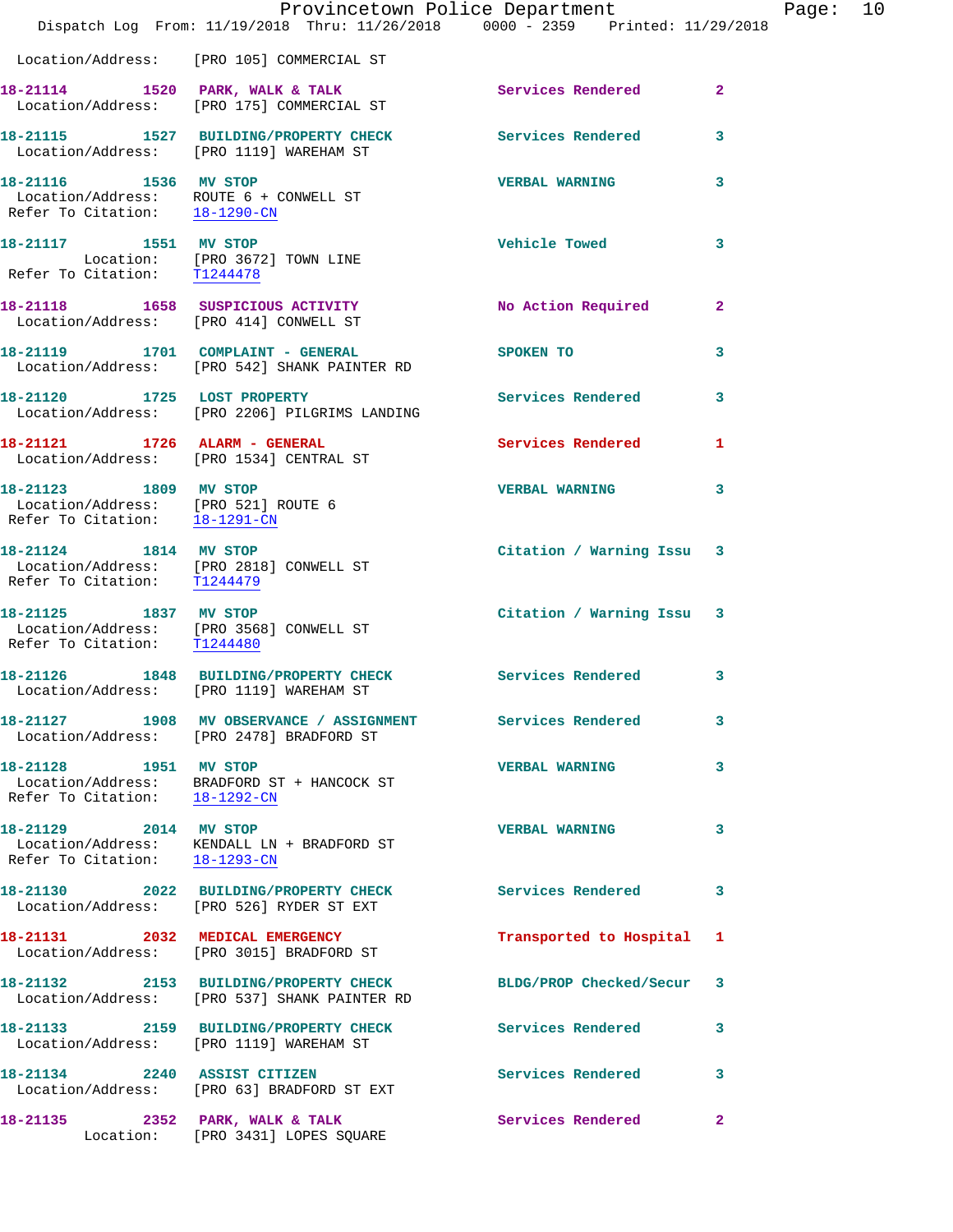Location/Address: [PRO 105] COMMERCIAL ST

**18-21114** 1520 **PARK, WALK & TALK** Services Rendered 2
Location/Address: [PRO 175] COMMERCIAL ST

**18-21115** 1527 **BUILDING/PROPERTY CHECK** Services Rendered 3
Location/Address: [PRO 1119] WAREHAM ST

**18-21116** 1536 **MV STOP** VERBAL WARNING 3
Location/Address: ROUTE 6 + CONWELL ST
Refer To Citation: 18-1290-CN

**18-21117** 1551 **MV STOP** Vehicle Towed 3
Location: [PRO 3672] TOWN LINE
Refer To Citation: T1244478

**18-21118** 1658 **SUSPICIOUS ACTIVITY** No Action Required 2
Location/Address: [PRO 414] CONWELL ST

**18-21119** 1701 **COMPLAINT - GENERAL** SPOKEN TO 3
Location/Address: [PRO 542] SHANK PAINTER RD

**18-21120** 1725 **LOST PROPERTY** Services Rendered 3
Location/Address: [PRO 2206] PILGRIMS LANDING

**18-21121** 1726 **ALARM - GENERAL** Services Rendered 1
Location/Address: [PRO 1534] CENTRAL ST

**18-21123** 1809 **MV STOP** VERBAL WARNING 3
Location/Address: [PRO 521] ROUTE 6
Refer To Citation: 18-1291-CN

**18-21124** 1814 **MV STOP** Citation / Warning Issu 3
Location/Address: [PRO 2818] CONWELL ST
Refer To Citation: T1244479

**18-21125** 1837 **MV STOP** Citation / Warning Issu 3
Location/Address: [PRO 3568] CONWELL ST
Refer To Citation: T1244480

**18-21126** 1848 **BUILDING/PROPERTY CHECK** Services Rendered 3
Location/Address: [PRO 1119] WAREHAM ST

**18-21127** 1908 **MV OBSERVANCE / ASSIGNMENT** Services Rendered 3
Location/Address: [PRO 2478] BRADFORD ST

**18-21128** 1951 **MV STOP** VERBAL WARNING 3
Location/Address: BRADFORD ST + HANCOCK ST
Refer To Citation: 18-1292-CN

**18-21129** 2014 **MV STOP** VERBAL WARNING 3
Location/Address: KENDALL LN + BRADFORD ST
Refer To Citation: 18-1293-CN

**18-21130** 2022 **BUILDING/PROPERTY CHECK** Services Rendered 3
Location/Address: [PRO 526] RYDER ST EXT

**18-21131** 2032 **MEDICAL EMERGENCY** Transported to Hospital 1
Location/Address: [PRO 3015] BRADFORD ST

**18-21132** 2153 **BUILDING/PROPERTY CHECK** BLDG/PROP Checked/Secur 3
Location/Address: [PRO 537] SHANK PAINTER RD

**18-21133** 2159 **BUILDING/PROPERTY CHECK** Services Rendered 3
Location/Address: [PRO 1119] WAREHAM ST

**18-21134** 2240 **ASSIST CITIZEN** Services Rendered 3
Location/Address: [PRO 63] BRADFORD ST EXT

**18-21135** 2352 **PARK, WALK & TALK** Services Rendered 2
Location: [PRO 3431] LOPES SQUARE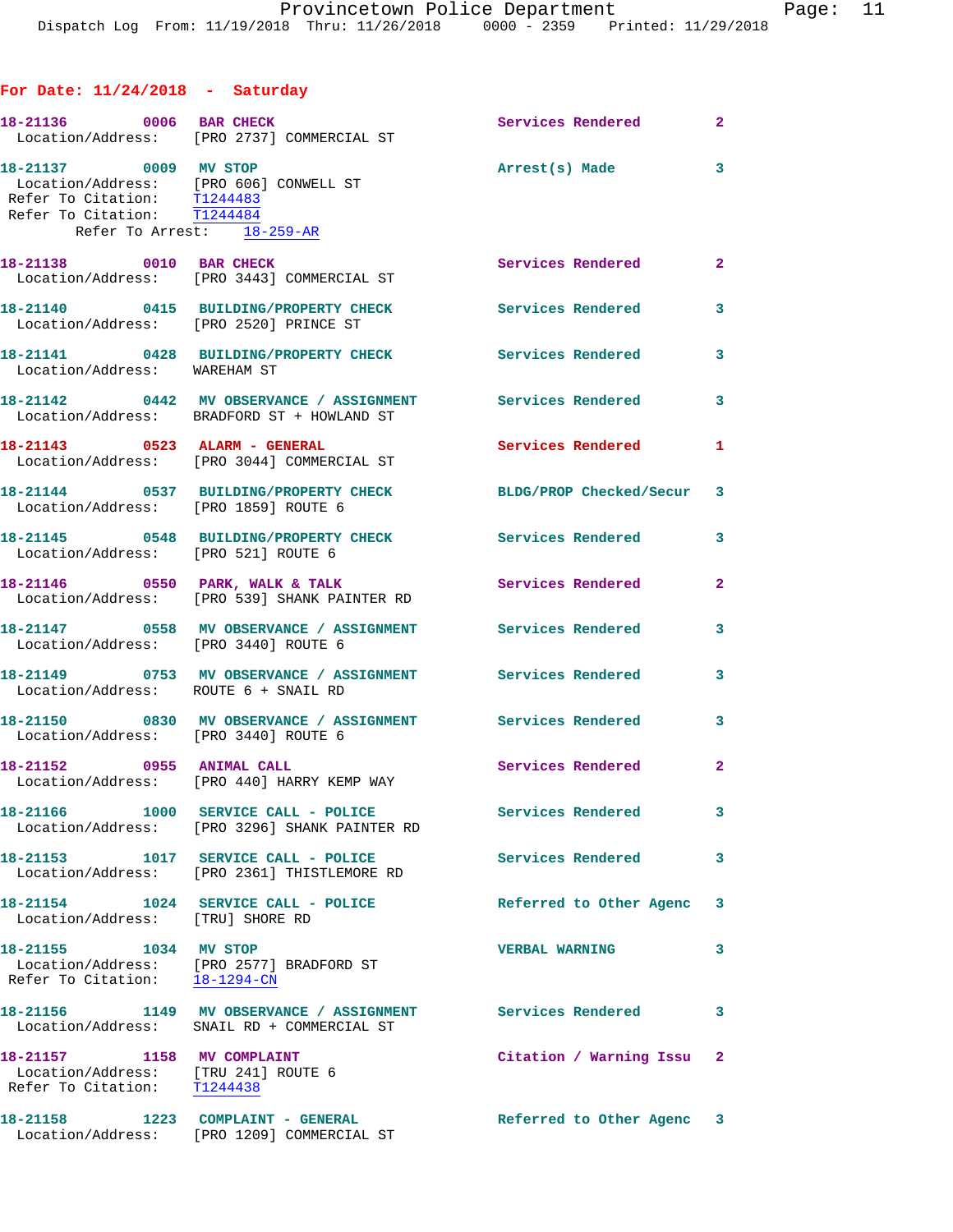## For Date: 11/24/2018 - Saturday

**18-21136** 0006 **BAR CHECK** Services Rendered 2
Location/Address: [PRO 2737] COMMERCIAL ST

**18-21137** 0009 **MV STOP** Arrest(s) Made 3
Location/Address: [PRO 606] CONWELL ST
Refer To Citation: T1244483
Refer To Citation: T1244484
Refer To Arrest: 18-259-AR

**18-21138** 0010 **BAR CHECK** Services Rendered 2
Location/Address: [PRO 3443] COMMERCIAL ST

**18-21140** 0415 **BUILDING/PROPERTY CHECK** Services Rendered 3
Location/Address: [PRO 2520] PRINCE ST

**18-21141** 0428 **BUILDING/PROPERTY CHECK** Services Rendered 3
Location/Address: WAREHAM ST

**18-21142** 0442 **MV OBSERVANCE / ASSIGNMENT** Services Rendered 3
Location/Address: BRADFORD ST + HOWLAND ST

**18-21143** 0523 **ALARM - GENERAL** Services Rendered 1
Location/Address: [PRO 3044] COMMERCIAL ST

**18-21144** 0537 **BUILDING/PROPERTY CHECK** BLDG/PROP Checked/Secur 3
Location/Address: [PRO 1859] ROUTE 6

**18-21145** 0548 **BUILDING/PROPERTY CHECK** Services Rendered 3
Location/Address: [PRO 521] ROUTE 6

**18-21146** 0550 **PARK, WALK & TALK** Services Rendered 2
Location/Address: [PRO 539] SHANK PAINTER RD

**18-21147** 0558 **MV OBSERVANCE / ASSIGNMENT** Services Rendered 3
Location/Address: [PRO 3440] ROUTE 6

**18-21149** 0753 **MV OBSERVANCE / ASSIGNMENT** Services Rendered 3
Location/Address: ROUTE 6 + SNAIL RD

**18-21150** 0830 **MV OBSERVANCE / ASSIGNMENT** Services Rendered 3
Location/Address: [PRO 3440] ROUTE 6

**18-21152** 0955 **ANIMAL CALL** Services Rendered 2
Location/Address: [PRO 440] HARRY KEMP WAY

**18-21166** 1000 **SERVICE CALL - POLICE** Services Rendered 3
Location/Address: [PRO 3296] SHANK PAINTER RD

**18-21153** 1017 **SERVICE CALL - POLICE** Services Rendered 3
Location/Address: [PRO 2361] THISTLEMORE RD

**18-21154** 1024 **SERVICE CALL - POLICE** Referred to Other Agenc 3
Location/Address: [TRU] SHORE RD

**18-21155** 1034 **MV STOP** VERBAL WARNING 3
Location/Address: [PRO 2577] BRADFORD ST
Refer To Citation: 18-1294-CN

**18-21156** 1149 **MV OBSERVANCE / ASSIGNMENT** Services Rendered 3
Location/Address: SNAIL RD + COMMERCIAL ST

**18-21157** 1158 **MV COMPLAINT** Citation / Warning Issu 2
Location/Address: [TRU 241] ROUTE 6
Refer To Citation: T1244438

**18-21158** 1223 **COMPLAINT - GENERAL** Referred to Other Agenc 3
Location/Address: [PRO 1209] COMMERCIAL ST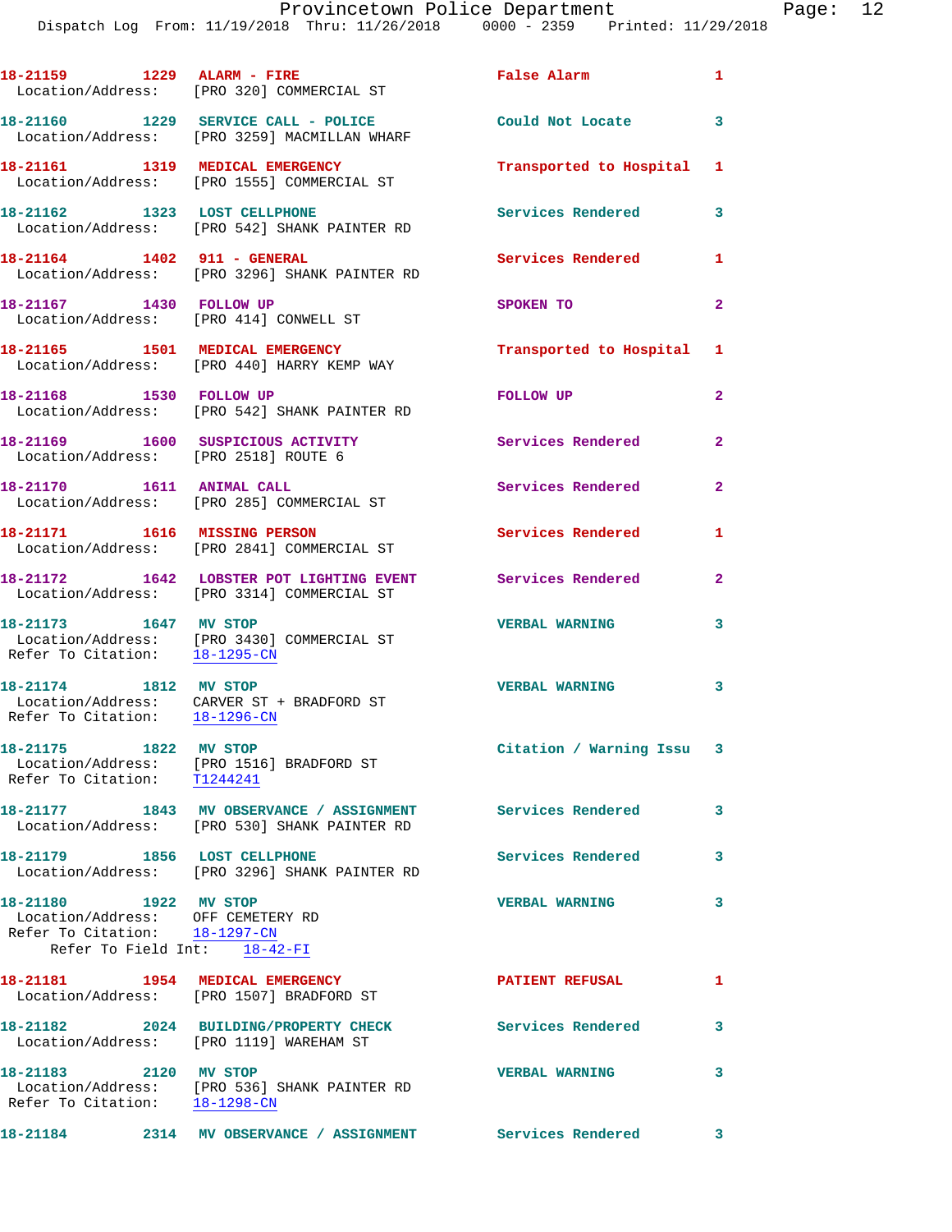18-21159 1229 ALARM - FIRE False Alarm 1
Location/Address: [PRO 320] COMMERCIAL ST

18-21160 1229 SERVICE CALL - POLICE Could Not Locate 3
Location/Address: [PRO 3259] MACMILLAN WHARF

18-21161 1319 MEDICAL EMERGENCY Transported to Hospital 1
Location/Address: [PRO 1555] COMMERCIAL ST

18-21162 1323 LOST CELLPHONE Services Rendered 3
Location/Address: [PRO 542] SHANK PAINTER RD

18-21164 1402 911 - GENERAL Services Rendered 1
Location/Address: [PRO 3296] SHANK PAINTER RD

18-21167 1430 FOLLOW UP SPOKEN TO 2
Location/Address: [PRO 414] CONWELL ST

18-21165 1501 MEDICAL EMERGENCY Transported to Hospital 1
Location/Address: [PRO 440] HARRY KEMP WAY

18-21168 1530 FOLLOW UP FOLLOW UP 2
Location/Address: [PRO 542] SHANK PAINTER RD

18-21169 1600 SUSPICIOUS ACTIVITY Services Rendered 2
Location/Address: [PRO 2518] ROUTE 6

18-21170 1611 ANIMAL CALL Services Rendered 2
Location/Address: [PRO 285] COMMERCIAL ST

18-21171 1616 MISSING PERSON Services Rendered 1
Location/Address: [PRO 2841] COMMERCIAL ST

18-21172 1642 LOBSTER POT LIGHTING EVENT Services Rendered 2
Location/Address: [PRO 3314] COMMERCIAL ST

18-21173 1647 MV STOP VERBAL WARNING 3
Location/Address: [PRO 3430] COMMERCIAL ST
Refer To Citation: 18-1295-CN

18-21174 1812 MV STOP VERBAL WARNING 3
Location/Address: CARVER ST + BRADFORD ST
Refer To Citation: 18-1296-CN

18-21175 1822 MV STOP Citation / Warning Issu 3
Location/Address: [PRO 1516] BRADFORD ST
Refer To Citation: T1244241

18-21177 1843 MV OBSERVANCE / ASSIGNMENT Services Rendered 3
Location/Address: [PRO 530] SHANK PAINTER RD

18-21179 1856 LOST CELLPHONE Services Rendered 3
Location/Address: [PRO 3296] SHANK PAINTER RD

18-21180 1922 MV STOP VERBAL WARNING 3
Location/Address: OFF CEMETERY RD
Refer To Citation: 18-1297-CN
Refer To Field Int: 18-42-FI

18-21181 1954 MEDICAL EMERGENCY PATIENT REFUSAL 1
Location/Address: [PRO 1507] BRADFORD ST

18-21182 2024 BUILDING/PROPERTY CHECK Services Rendered 3
Location/Address: [PRO 1119] WAREHAM ST

18-21183 2120 MV STOP VERBAL WARNING 3
Location/Address: [PRO 536] SHANK PAINTER RD
Refer To Citation: 18-1298-CN

18-21184 2314 MV OBSERVANCE / ASSIGNMENT Services Rendered 3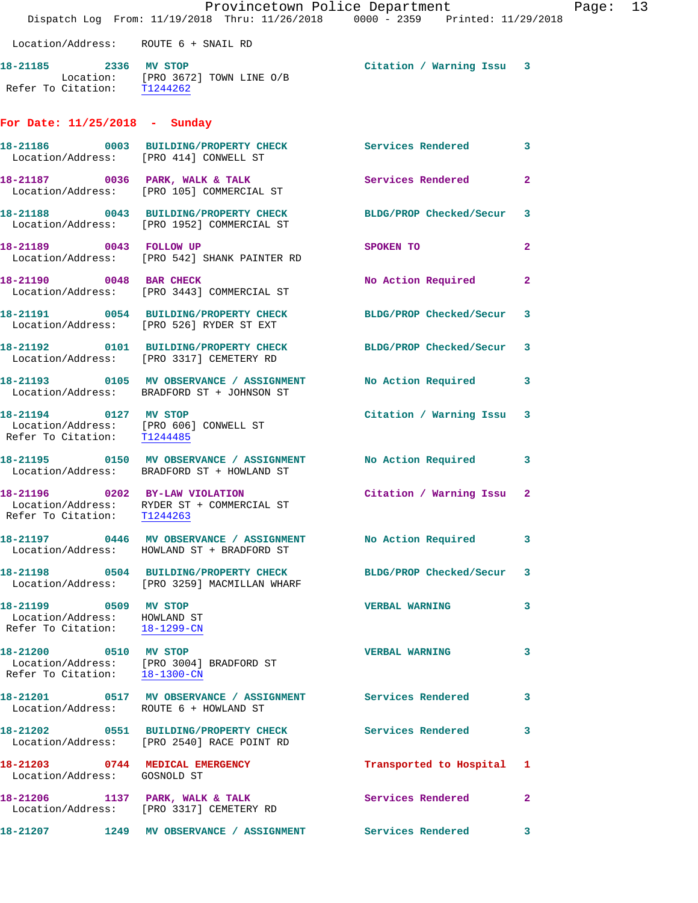Location/Address: ROUTE 6 + SNAIL RD

**18-21185** 2336 **MV STOP** Citation / Warning Issu 3
Location: [PRO 3672] TOWN LINE O/B
Refer To Citation: T1244262

## For Date: 11/25/2018 - Sunday

**18-21186** 0003 **BUILDING/PROPERTY CHECK** Services Rendered 3
Location/Address: [PRO 414] CONWELL ST

**18-21187** 0036 **PARK, WALK & TALK** Services Rendered 2
Location/Address: [PRO 105] COMMERCIAL ST

**18-21188** 0043 **BUILDING/PROPERTY CHECK** BLDG/PROP Checked/Secur 3
Location/Address: [PRO 1952] COMMERCIAL ST

**18-21189** 0043 **FOLLOW UP** SPOKEN TO 2
Location/Address: [PRO 542] SHANK PAINTER RD

**18-21190** 0048 **BAR CHECK** No Action Required 2
Location/Address: [PRO 3443] COMMERCIAL ST

**18-21191** 0054 **BUILDING/PROPERTY CHECK** BLDG/PROP Checked/Secur 3
Location/Address: [PRO 526] RYDER ST EXT

**18-21192** 0101 **BUILDING/PROPERTY CHECK** BLDG/PROP Checked/Secur 3
Location/Address: [PRO 3317] CEMETERY RD

**18-21193** 0105 **MV OBSERVANCE / ASSIGNMENT** No Action Required 3
Location/Address: BRADFORD ST + JOHNSON ST

**18-21194** 0127 **MV STOP** Citation / Warning Issu 3
Location/Address: [PRO 606] CONWELL ST
Refer To Citation: T1244485

**18-21195** 0150 **MV OBSERVANCE / ASSIGNMENT** No Action Required 3
Location/Address: BRADFORD ST + HOWLAND ST

**18-21196** 0202 **BY-LAW VIOLATION** Citation / Warning Issu 2
Location/Address: RYDER ST + COMMERCIAL ST
Refer To Citation: T1244263

**18-21197** 0446 **MV OBSERVANCE / ASSIGNMENT** No Action Required 3
Location/Address: HOWLAND ST + BRADFORD ST

**18-21198** 0504 **BUILDING/PROPERTY CHECK** BLDG/PROP Checked/Secur 3
Location/Address: [PRO 3259] MACMILLAN WHARF

**18-21199** 0509 **MV STOP** VERBAL WARNING 3
Location/Address: HOWLAND ST
Refer To Citation: 18-1299-CN

**18-21200** 0510 **MV STOP** VERBAL WARNING 3
Location/Address: [PRO 3004] BRADFORD ST
Refer To Citation: 18-1300-CN

**18-21201** 0517 **MV OBSERVANCE / ASSIGNMENT** Services Rendered 3
Location/Address: ROUTE 6 + HOWLAND ST

**18-21202** 0551 **BUILDING/PROPERTY CHECK** Services Rendered 3
Location/Address: [PRO 2540] RACE POINT RD

**18-21203** 0744 **MEDICAL EMERGENCY** Transported to Hospital 1
Location/Address: GOSNOLD ST

**18-21206** 1137 **PARK, WALK & TALK** Services Rendered 2
Location/Address: [PRO 3317] CEMETERY RD

**18-21207** 1249 **MV OBSERVANCE / ASSIGNMENT** Services Rendered 3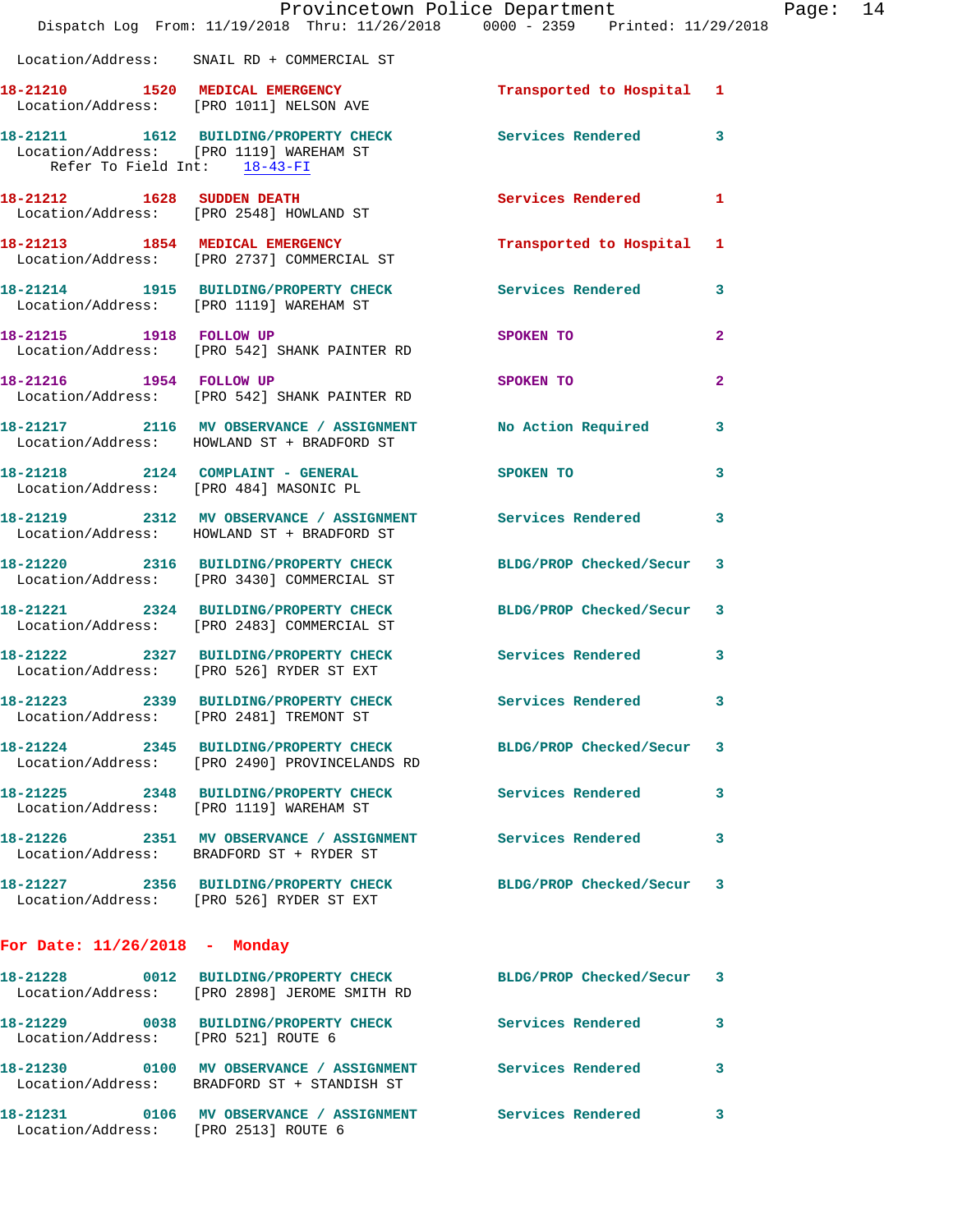Location/Address: SNAIL RD + COMMERCIAL ST

**18-21210 1520 MEDICAL EMERGENCY** Transported to Hospital 1
Location/Address: [PRO 1011] NELSON AVE

**18-21211 1612 BUILDING/PROPERTY CHECK** Services Rendered 3
Location/Address: [PRO 1119] WAREHAM ST
Refer To Field Int: 18-43-FI

**18-21212 1628 SUDDEN DEATH** Services Rendered 1
Location/Address: [PRO 2548] HOWLAND ST

**18-21213 1854 MEDICAL EMERGENCY** Transported to Hospital 1
Location/Address: [PRO 2737] COMMERCIAL ST

**18-21214 1915 BUILDING/PROPERTY CHECK** Services Rendered 3
Location/Address: [PRO 1119] WAREHAM ST

**18-21215 1918 FOLLOW UP** SPOKEN TO 2
Location/Address: [PRO 542] SHANK PAINTER RD

**18-21216 1954 FOLLOW UP** SPOKEN TO 2
Location/Address: [PRO 542] SHANK PAINTER RD

**18-21217 2116 MV OBSERVANCE / ASSIGNMENT** No Action Required 3
Location/Address: HOWLAND ST + BRADFORD ST

**18-21218 2124 COMPLAINT - GENERAL** SPOKEN TO 3
Location/Address: [PRO 484] MASONIC PL

**18-21219 2312 MV OBSERVANCE / ASSIGNMENT** Services Rendered 3
Location/Address: HOWLAND ST + BRADFORD ST

**18-21220 2316 BUILDING/PROPERTY CHECK** BLDG/PROP Checked/Secur 3
Location/Address: [PRO 3430] COMMERCIAL ST

**18-21221 2324 BUILDING/PROPERTY CHECK** BLDG/PROP Checked/Secur 3
Location/Address: [PRO 2483] COMMERCIAL ST

**18-21222 2327 BUILDING/PROPERTY CHECK** Services Rendered 3
Location/Address: [PRO 526] RYDER ST EXT

**18-21223 2339 BUILDING/PROPERTY CHECK** Services Rendered 3
Location/Address: [PRO 2481] TREMONT ST

**18-21224 2345 BUILDING/PROPERTY CHECK** BLDG/PROP Checked/Secur 3
Location/Address: [PRO 2490] PROVINCELANDS RD

**18-21225 2348 BUILDING/PROPERTY CHECK** Services Rendered 3
Location/Address: [PRO 1119] WAREHAM ST

**18-21226 2351 MV OBSERVANCE / ASSIGNMENT** Services Rendered 3
Location/Address: BRADFORD ST + RYDER ST

**18-21227 2356 BUILDING/PROPERTY CHECK** BLDG/PROP Checked/Secur 3
Location/Address: [PRO 526] RYDER ST EXT

## For Date: 11/26/2018 - Monday

**18-21228 0012 BUILDING/PROPERTY CHECK** BLDG/PROP Checked/Secur 3
Location/Address: [PRO 2898] JEROME SMITH RD

**18-21229 0038 BUILDING/PROPERTY CHECK** Services Rendered 3
Location/Address: [PRO 521] ROUTE 6

**18-21230 0100 MV OBSERVANCE / ASSIGNMENT** Services Rendered 3
Location/Address: BRADFORD ST + STANDISH ST

**18-21231 0106 MV OBSERVANCE / ASSIGNMENT** Services Rendered 3
Location/Address: [PRO 2513] ROUTE 6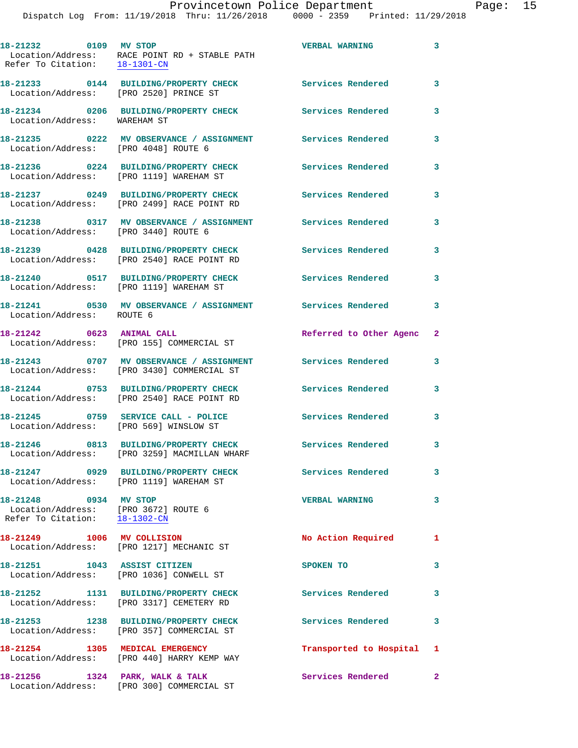18-21232 0109 MV STOP VERBAL WARNING 3
Location/Address: RACE POINT RD + STABLE PATH
Refer To Citation: 18-1301-CN

18-21233 0144 BUILDING/PROPERTY CHECK Services Rendered 3
Location/Address: [PRO 2520] PRINCE ST

18-21234 0206 BUILDING/PROPERTY CHECK Services Rendered 3
Location/Address: WAREHAM ST

18-21235 0222 MV OBSERVANCE / ASSIGNMENT Services Rendered 3
Location/Address: [PRO 4048] ROUTE 6

18-21236 0224 BUILDING/PROPERTY CHECK Services Rendered 3
Location/Address: [PRO 1119] WAREHAM ST

18-21237 0249 BUILDING/PROPERTY CHECK Services Rendered 3
Location/Address: [PRO 2499] RACE POINT RD

18-21238 0317 MV OBSERVANCE / ASSIGNMENT Services Rendered 3
Location/Address: [PRO 3440] ROUTE 6

18-21239 0428 BUILDING/PROPERTY CHECK Services Rendered 3
Location/Address: [PRO 2540] RACE POINT RD

18-21240 0517 BUILDING/PROPERTY CHECK Services Rendered 3
Location/Address: [PRO 1119] WAREHAM ST

18-21241 0530 MV OBSERVANCE / ASSIGNMENT Services Rendered 3
Location/Address: ROUTE 6

18-21242 0623 ANIMAL CALL Referred to Other Agenc 2
Location/Address: [PRO 155] COMMERCIAL ST

18-21243 0707 MV OBSERVANCE / ASSIGNMENT Services Rendered 3
Location/Address: [PRO 3430] COMMERCIAL ST

18-21244 0753 BUILDING/PROPERTY CHECK Services Rendered 3
Location/Address: [PRO 2540] RACE POINT RD

18-21245 0759 SERVICE CALL - POLICE Services Rendered 3
Location/Address: [PRO 569] WINSLOW ST

18-21246 0813 BUILDING/PROPERTY CHECK Services Rendered 3
Location/Address: [PRO 3259] MACMILLAN WHARF

18-21247 0929 BUILDING/PROPERTY CHECK Services Rendered 3
Location/Address: [PRO 1119] WAREHAM ST

18-21248 0934 MV STOP VERBAL WARNING 3
Location/Address: [PRO 3672] ROUTE 6
Refer To Citation: 18-1302-CN

18-21249 1006 MV COLLISION No Action Required 1
Location/Address: [PRO 1217] MECHANIC ST

18-21251 1043 ASSIST CITIZEN SPOKEN TO 3
Location/Address: [PRO 1036] CONWELL ST

18-21252 1131 BUILDING/PROPERTY CHECK Services Rendered 3
Location/Address: [PRO 3317] CEMETERY RD

18-21253 1238 BUILDING/PROPERTY CHECK Services Rendered 3
Location/Address: [PRO 357] COMMERCIAL ST

18-21254 1305 MEDICAL EMERGENCY Transported to Hospital 1
Location/Address: [PRO 440] HARRY KEMP WAY

18-21256 1324 PARK, WALK & TALK Services Rendered 2
Location/Address: [PRO 300] COMMERCIAL ST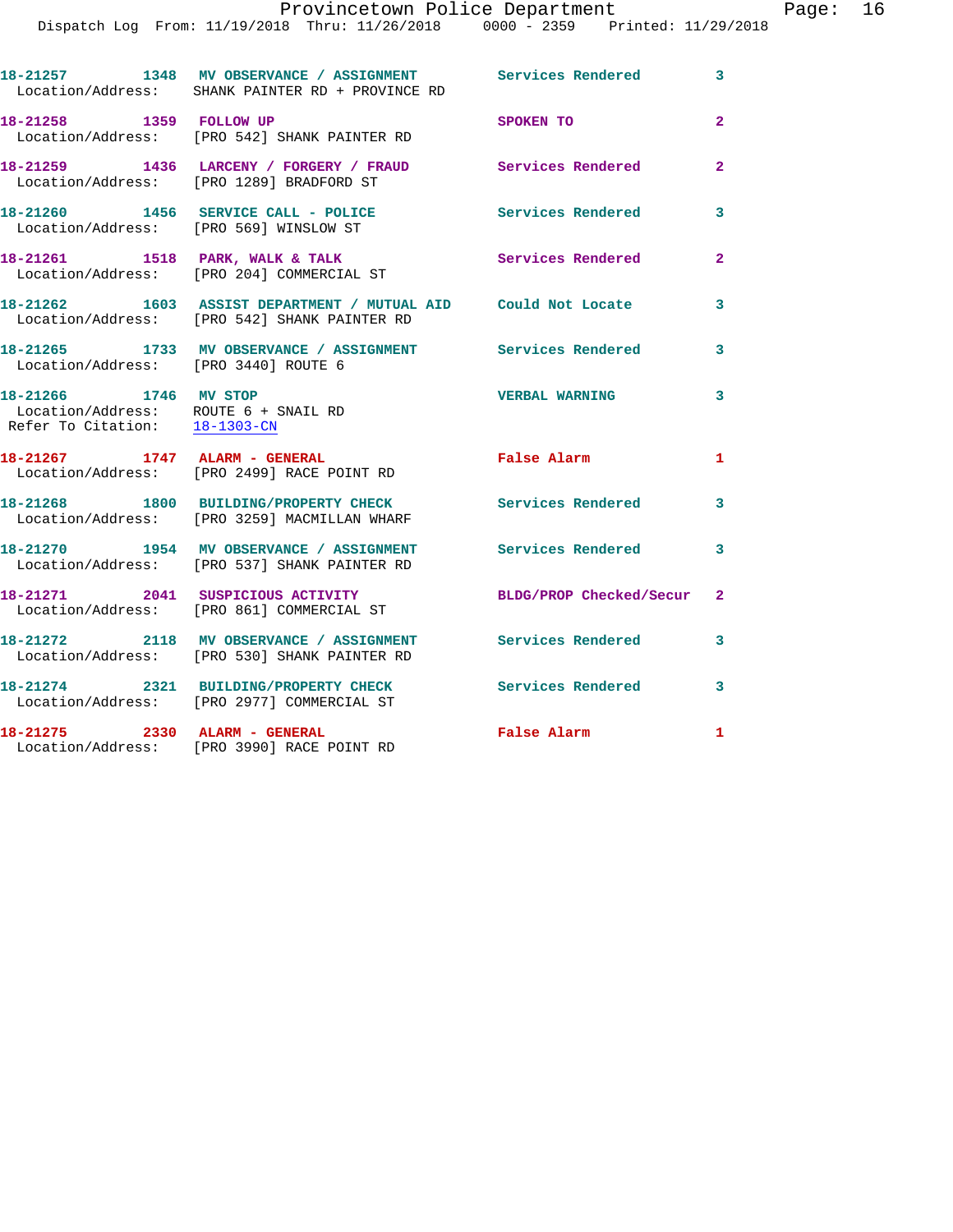18-21257 1348 MV OBSERVANCE / ASSIGNMENT Services Rendered 3
Location/Address: SHANK PAINTER RD + PROVINCE RD

18-21258 1359 FOLLOW UP SPOKEN TO 2
Location/Address: [PRO 542] SHANK PAINTER RD

18-21259 1436 LARCENY / FORGERY / FRAUD Services Rendered 2
Location/Address: [PRO 1289] BRADFORD ST

18-21260 1456 SERVICE CALL - POLICE Services Rendered 3
Location/Address: [PRO 569] WINSLOW ST

18-21261 1518 PARK, WALK & TALK Services Rendered 2
Location/Address: [PRO 204] COMMERCIAL ST

18-21262 1603 ASSIST DEPARTMENT / MUTUAL AID Could Not Locate 3
Location/Address: [PRO 542] SHANK PAINTER RD

18-21265 1733 MV OBSERVANCE / ASSIGNMENT Services Rendered 3
Location/Address: [PRO 3440] ROUTE 6

18-21266 1746 MV STOP VERBAL WARNING 3
Location/Address: ROUTE 6 + SNAIL RD
Refer To Citation: 18-1303-CN

18-21267 1747 ALARM - GENERAL False Alarm 1
Location/Address: [PRO 2499] RACE POINT RD

18-21268 1800 BUILDING/PROPERTY CHECK Services Rendered 3
Location/Address: [PRO 3259] MACMILLAN WHARF

18-21270 1954 MV OBSERVANCE / ASSIGNMENT Services Rendered 3
Location/Address: [PRO 537] SHANK PAINTER RD

18-21271 2041 SUSPICIOUS ACTIVITY BLDG/PROP Checked/Secur 2
Location/Address: [PRO 861] COMMERCIAL ST

18-21272 2118 MV OBSERVANCE / ASSIGNMENT Services Rendered 3
Location/Address: [PRO 530] SHANK PAINTER RD

18-21274 2321 BUILDING/PROPERTY CHECK Services Rendered 3
Location/Address: [PRO 2977] COMMERCIAL ST

18-21275 2330 ALARM - GENERAL False Alarm 1
Location/Address: [PRO 3990] RACE POINT RD